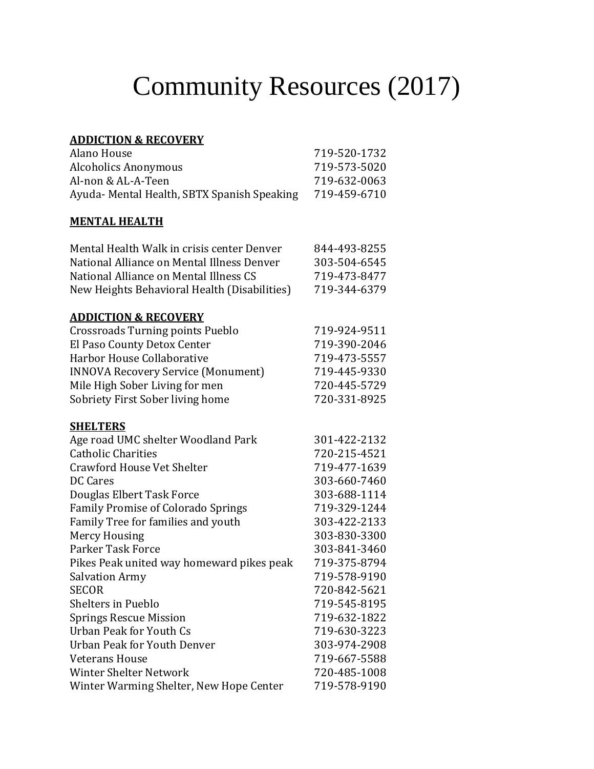# Community Resources (2017)

**ADDICTION & RECOVERY**

| | |
|---|---|
| Alano House | 719-520-1732 |
| Alcoholics Anonymous | 719-573-5020 |
| Al-non & AL-A-Teen | 719-632-0063 |
| Ayuda- Mental Health, SBTX Spanish Speaking | 719-459-6710 |

**MENTAL HEALTH**

| | |
|---|---|
| Mental Health Walk in crisis center Denver | 844-493-8255 |
| National Alliance on Mental Illness Denver | 303-504-6545 |
| National Alliance on Mental Illness CS | 719-473-8477 |
| New Heights Behavioral Health (Disabilities) | 719-344-6379 |

**ADDICTION & RECOVERY**

| | |
|---|---|
| Crossroads Turning points Pueblo | 719-924-9511 |
| El Paso County Detox Center | 719-390-2046 |
| Harbor House Collaborative | 719-473-5557 |
| INNOVA Recovery Service (Monument) | 719-445-9330 |
| Mile High Sober Living for men | 720-445-5729 |
| Sobriety First Sober living home | 720-331-8925 |

**SHELTERS**

| | |
|---|---|
| Age road UMC shelter Woodland Park | 301-422-2132 |
| Catholic Charities | 720-215-4521 |
| Crawford House Vet Shelter | 719-477-1639 |
| DC Cares | 303-660-7460 |
| Douglas Elbert Task Force | 303-688-1114 |
| Family Promise of Colorado Springs | 719-329-1244 |
| Family Tree for families and youth | 303-422-2133 |
| Mercy Housing | 303-830-3300 |
| Parker Task Force | 303-841-3460 |
| Pikes Peak united way homeward pikes peak | 719-375-8794 |
| Salvation Army | 719-578-9190 |
| SECOR | 720-842-5621 |
| Shelters in Pueblo | 719-545-8195 |
| Springs Rescue Mission | 719-632-1822 |
| Urban Peak for Youth Cs | 719-630-3223 |
| Urban Peak for Youth Denver | 303-974-2908 |
| Veterans House | 719-667-5588 |
| Winter Shelter Network | 720-485-1008 |
| Winter Warming Shelter, New Hope Center | 719-578-9190 |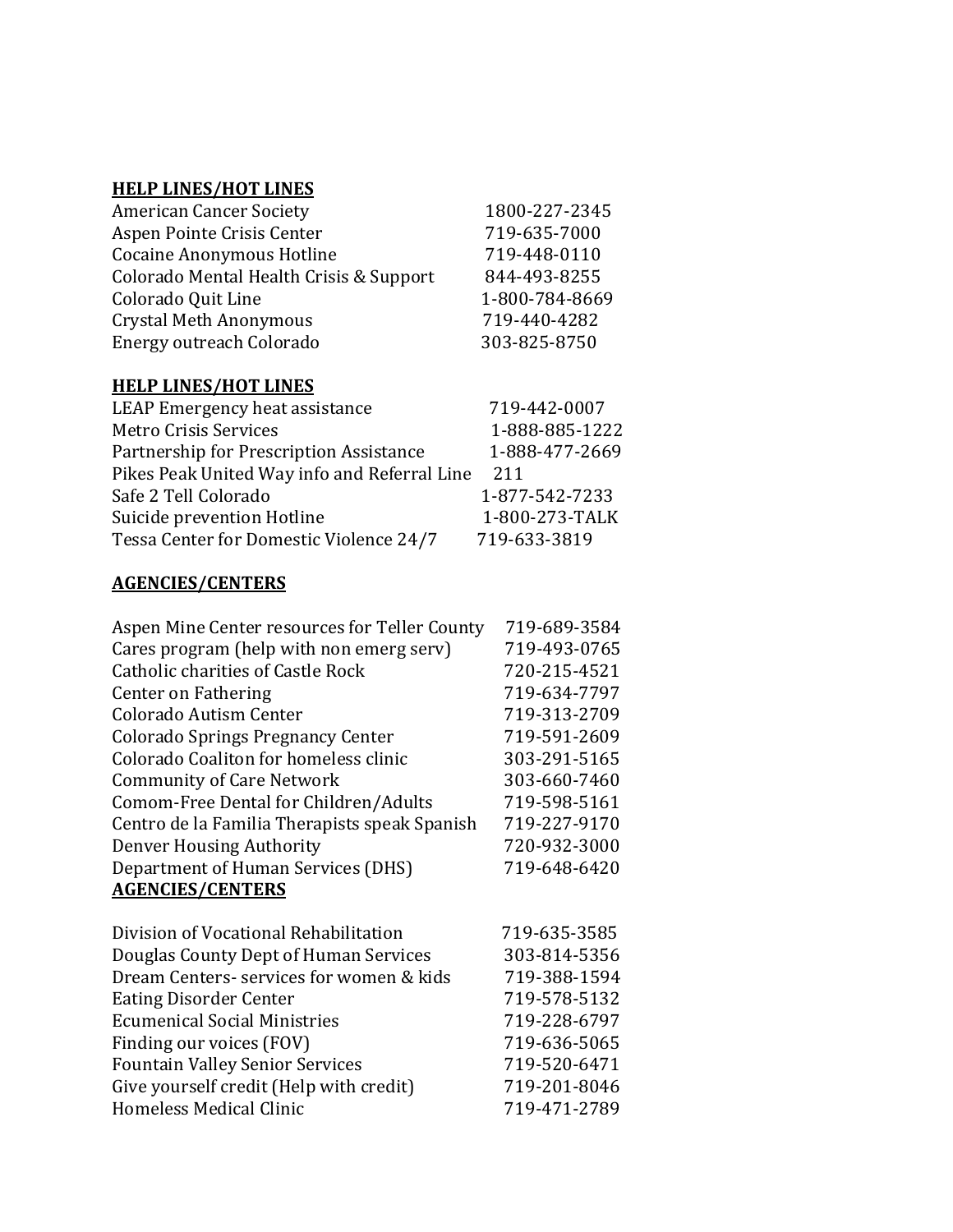## HELP LINES/HOT LINES

| | |
|---|---|
| American Cancer Society | 1800-227-2345 |
| Aspen Pointe Crisis Center | 719-635-7000 |
| Cocaine Anonymous Hotline | 719-448-0110 |
| Colorado Mental Health Crisis & Support | 844-493-8255 |
| Colorado Quit Line | 1-800-784-8669 |
| Crystal Meth Anonymous | 719-440-4282 |
| Energy outreach Colorado | 303-825-8750 |

## HELP LINES/HOT LINES

| | |
|---|---|
| LEAP Emergency heat assistance | 719-442-0007 |
| Metro Crisis Services | 1-888-885-1222 |
| Partnership for Prescription Assistance | 1-888-477-2669 |
| Pikes Peak United Way info and Referral Line | 211 |
| Safe 2 Tell Colorado | 1-877-542-7233 |
| Suicide prevention Hotline | 1-800-273-TALK |
| Tessa Center for Domestic Violence 24/7 | 719-633-3819 |

## AGENCIES/CENTERS

| | |
|---|---|
| Aspen Mine Center resources for Teller County | 719-689-3584 |
| Cares program (help with non emerg serv) | 719-493-0765 |
| Catholic charities of Castle Rock | 720-215-4521 |
| Center on Fathering | 719-634-7797 |
| Colorado Autism Center | 719-313-2709 |
| Colorado Springs Pregnancy Center | 719-591-2609 |
| Colorado Coaliton for homeless clinic | 303-291-5165 |
| Community of Care Network | 303-660-7460 |
| Comom-Free Dental for Children/Adults | 719-598-5161 |
| Centro de la Familia Therapists speak Spanish | 719-227-9170 |
| Denver Housing Authority | 720-932-3000 |
| Department of Human Services (DHS) | 719-648-6420 |

## AGENCIES/CENTERS

| | |
|---|---|
| Division of Vocational Rehabilitation | 719-635-3585 |
| Douglas County Dept of Human Services | 303-814-5356 |
| Dream Centers- services for women & kids | 719-388-1594 |
| Eating Disorder Center | 719-578-5132 |
| Ecumenical Social Ministries | 719-228-6797 |
| Finding our voices (FOV) | 719-636-5065 |
| Fountain Valley Senior Services | 719-520-6471 |
| Give yourself credit (Help with credit) | 719-201-8046 |
| Homeless Medical Clinic | 719-471-2789 |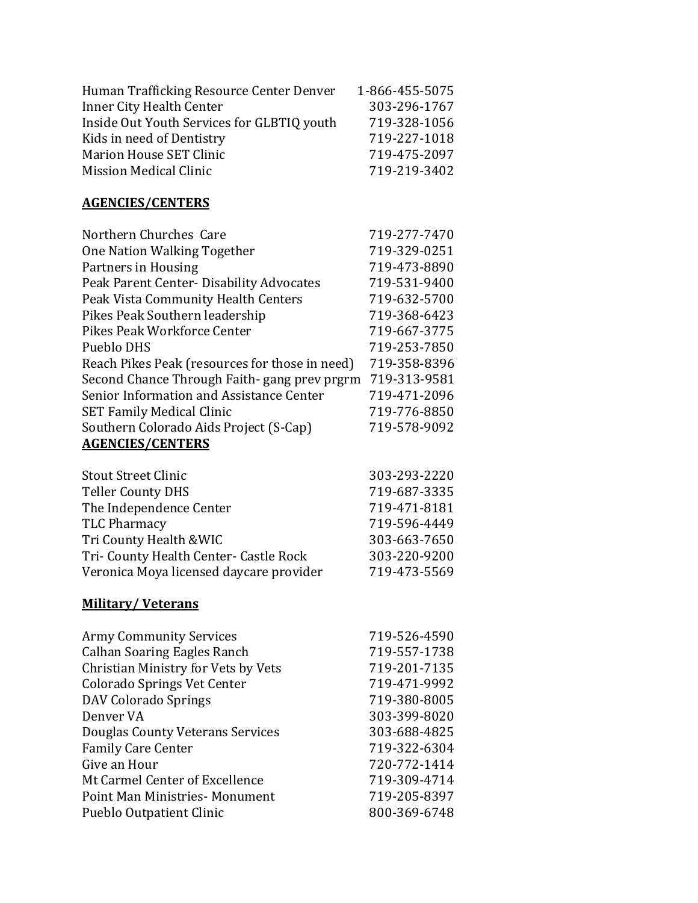| | |
|---|---|
| Human Trafficking Resource Center Denver | 1-866-455-5075 |
| Inner City Health Center | 303-296-1767 |
| Inside Out Youth Services for GLBTIQ youth | 719-328-1056 |
| Kids in need of Dentistry | 719-227-1018 |
| Marion House SET Clinic | 719-475-2097 |
| Mission Medical Clinic | 719-219-3402 |

## AGENCIES/CENTERS

| | |
|---|---|
| Northern Churches Care | 719-277-7470 |
| One Nation Walking Together | 719-329-0251 |
| Partners in Housing | 719-473-8890 |
| Peak Parent Center- Disability Advocates | 719-531-9400 |
| Peak Vista Community Health Centers | 719-632-5700 |
| Pikes Peak Southern leadership | 719-368-6423 |
| Pikes Peak Workforce Center | 719-667-3775 |
| Pueblo DHS | 719-253-7850 |
| Reach Pikes Peak (resources for those in need) | 719-358-8396 |
| Second Chance Through Faith- gang prev prgrm | 719-313-9581 |
| Senior Information and Assistance Center | 719-471-2096 |
| SET Family Medical Clinic | 719-776-8850 |
| Southern Colorado Aids Project (S-Cap) | 719-578-9092 |

## AGENCIES/CENTERS

| | |
|---|---|
| Stout Street Clinic | 303-293-2220 |
| Teller County DHS | 719-687-3335 |
| The Independence Center | 719-471-8181 |
| TLC Pharmacy | 719-596-4449 |
| Tri County Health &WIC | 303-663-7650 |
| Tri- County Health Center- Castle Rock | 303-220-9200 |
| Veronica Moya licensed daycare provider | 719-473-5569 |

## Military/ Veterans

| | |
|---|---|
| Army Community Services | 719-526-4590 |
| Calhan Soaring Eagles Ranch | 719-557-1738 |
| Christian Ministry for Vets by Vets | 719-201-7135 |
| Colorado Springs Vet Center | 719-471-9992 |
| DAV Colorado Springs | 719-380-8005 |
| Denver VA | 303-399-8020 |
| Douglas County Veterans Services | 303-688-4825 |
| Family Care Center | 719-322-6304 |
| Give an Hour | 720-772-1414 |
| Mt Carmel Center of Excellence | 719-309-4714 |
| Point Man Ministries- Monument | 719-205-8397 |
| Pueblo Outpatient Clinic | 800-369-6748 |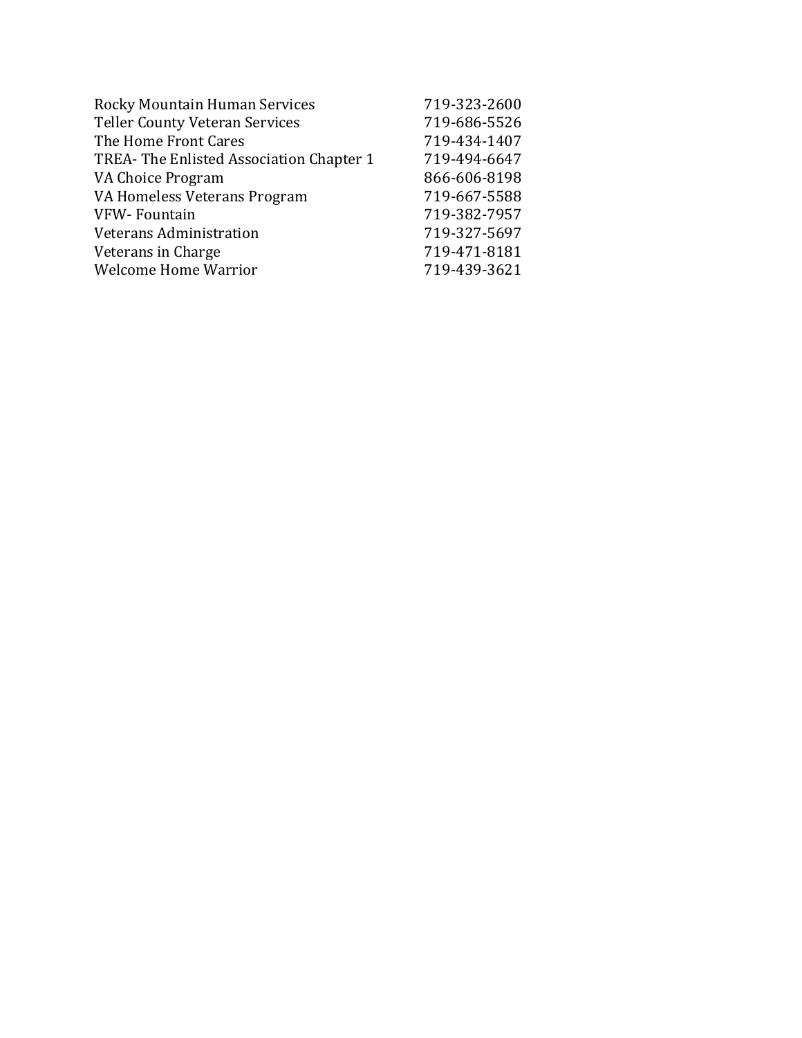| | |
|---|---|
| Rocky Mountain Human Services | 719-323-2600 |
| Teller County Veteran Services | 719-686-5526 |
| The Home Front Cares | 719-434-1407 |
| TREA- The Enlisted Association Chapter 1 | 719-494-6647 |
| VA Choice Program | 866-606-8198 |
| VA Homeless Veterans Program | 719-667-5588 |
| VFW- Fountain | 719-382-7957 |
| Veterans Administration | 719-327-5697 |
| Veterans in Charge | 719-471-8181 |
| Welcome Home Warrior | 719-439-3621 |